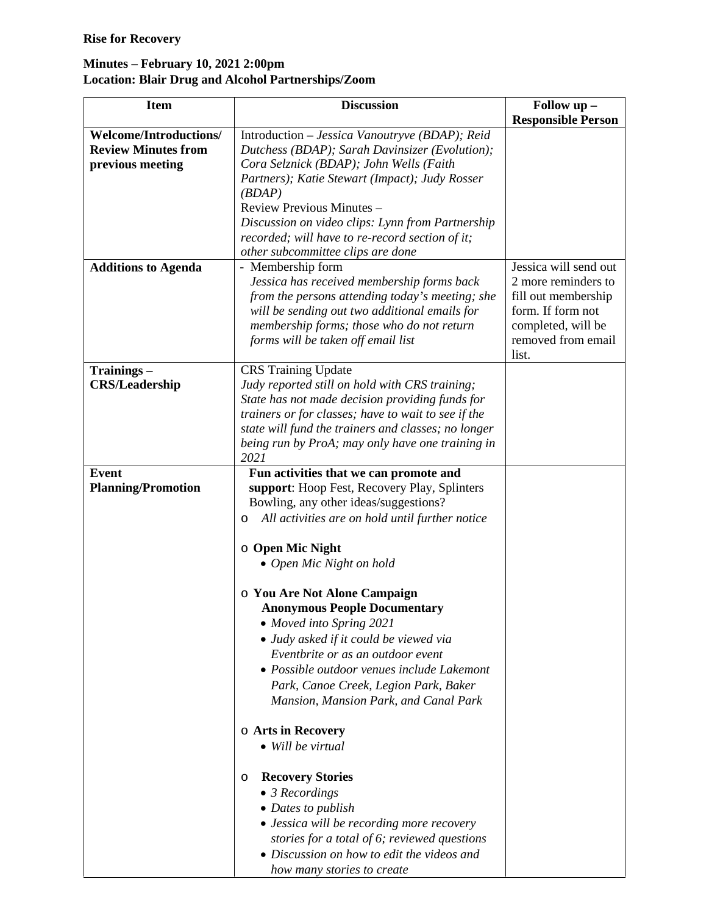**Rise for Recovery**

**Minutes – February 10, 2021 2:00pm**
**Location: Blair Drug and Alcohol Partnerships/Zoom**

| Item | Discussion | Follow up – Responsible Person |
|---|---|---|
| **Welcome/Introductions/ Review Minutes from previous meeting** | Introduction – *Jessica Vanoutryve (BDAP); Reid Dutchess (BDAP); Sarah Davinsizer (Evolution); Cora Selznick (BDAP); John Wells (Faith Partners); Katie Stewart (Impact); Judy Rosser (BDAP)*<br>Review Previous Minutes –<br>*Discussion on video clips: Lynn from Partnership recorded; will have to re-record section of it; other subcommittee clips are done* | |
| **Additions to Agenda** | - Membership form<br>*Jessica has received membership forms back from the persons attending today's meeting; she will be sending out two additional emails for membership forms; those who do not return forms will be taken off email list* | Jessica will send out 2 more reminders to fill out membership form. If form not completed, will be removed from email list. |
| **Trainings – CRS/Leadership** | CRS Training Update<br>*Judy reported still on hold with CRS training; State has not made decision providing funds for trainers or for classes; have to wait to see if the state will fund the trainers and classes; no longer being run by ProA; may only have one training in 2021* | |
| **Event Planning/Promotion** | **Fun activities that we can promote and support**: Hoop Fest, Recovery Play, Splinters Bowling, any other ideas/suggestions?<br>o *All activities are on hold until further notice*<br><br>o **Open Mic Night**<br>• *Open Mic Night on hold*<br><br>o **You Are Not Alone Campaign**<br>**Anonymous People Documentary**<br>• *Moved into Spring 2021*<br>• *Judy asked if it could be viewed via Eventbrite or as an outdoor event*<br>• *Possible outdoor venues include Lakemont Park, Canoe Creek, Legion Park, Baker Mansion, Mansion Park, and Canal Park*<br><br>o **Arts in Recovery**<br>• *Will be virtual*<br><br>o **Recovery Stories**<br>• *3 Recordings*<br>• *Dates to publish*<br>• *Jessica will be recording more recovery stories for a total of 6; reviewed questions*<br>• *Discussion on how to edit the videos and how many stories to create* | |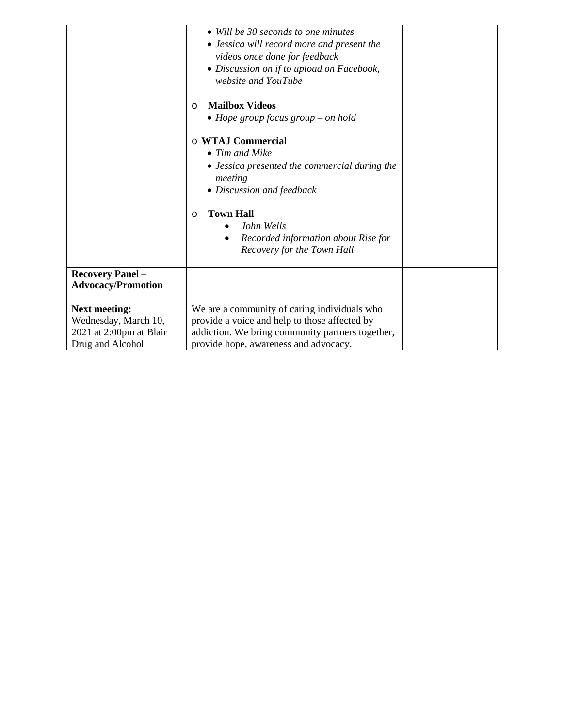| | | |
|---|---|---|
| | • *Will be 30 seconds to one minutes*<br>• *Jessica will record more and present the videos once done for feedback*<br>• *Discussion on if to upload on Facebook, website and YouTube*<br><br>o **Mailbox Videos**<br>• *Hope group focus group – on hold*<br><br>o **WTAJ Commercial**<br>• *Tim and Mike*<br>• *Jessica presented the commercial during the meeting*<br>• *Discussion and feedback*<br><br>o **Town Hall**<br>• *John Wells*<br>• *Recorded information about Rise for Recovery for the Town Hall* | |
| **Recovery Panel – Advocacy/Promotion** | | |
| **Next meeting:** Wednesday, March 10, 2021 at 2:00pm at Blair Drug and Alcohol | We are a community of caring individuals who provide a voice and help to those affected by addiction. We bring community partners together, provide hope, awareness and advocacy. | |